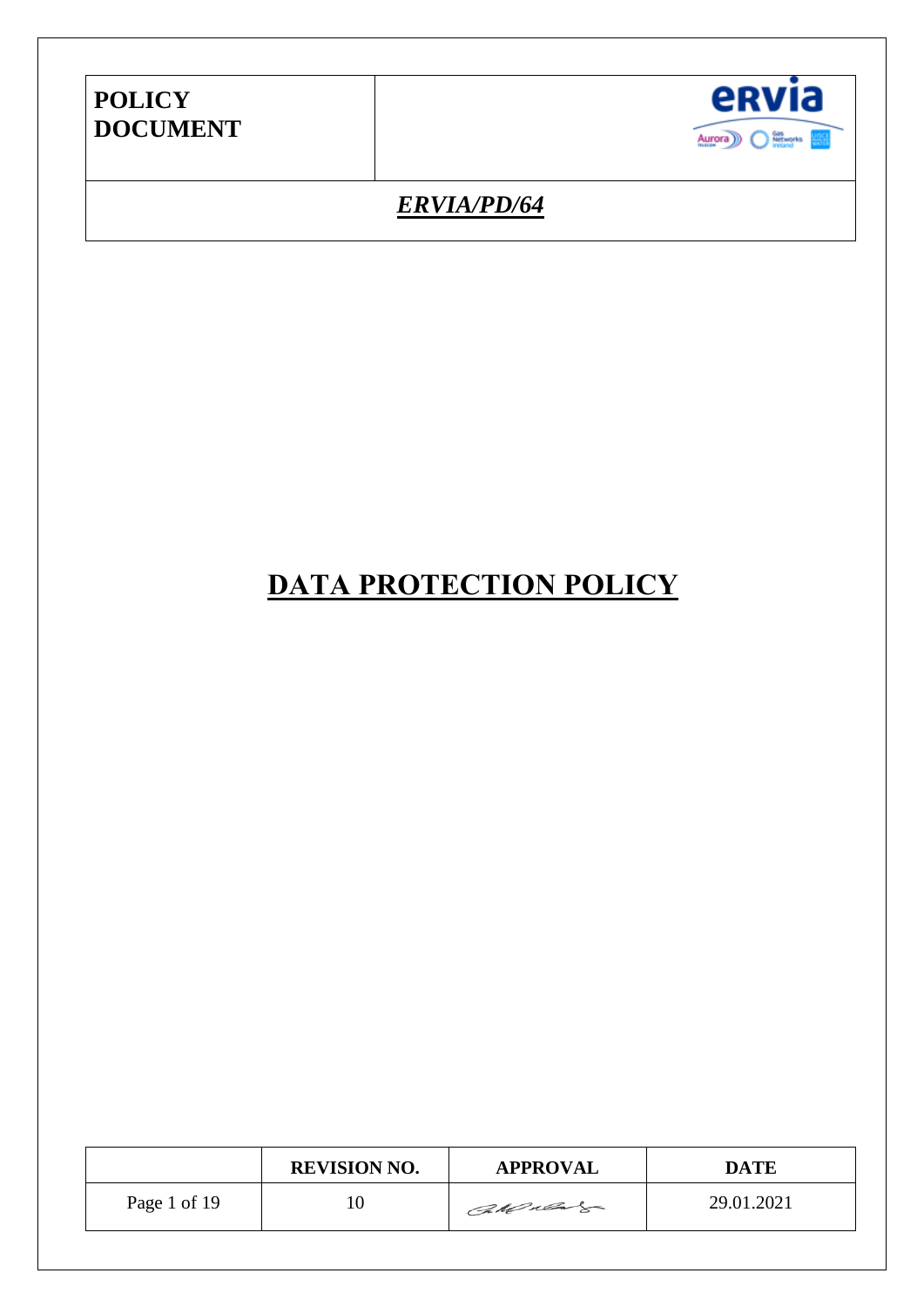| | |
|---|---|
| **POLICY DOCUMENT** | |
| ***ERVIA/PD/64*** | |

# DATA PROTECTION POLICY

| | REVISION NO. | APPROVAL | DATE |
|---|---|---|---|
| Page 1 of 19 | 10 | | 29.01.2021 |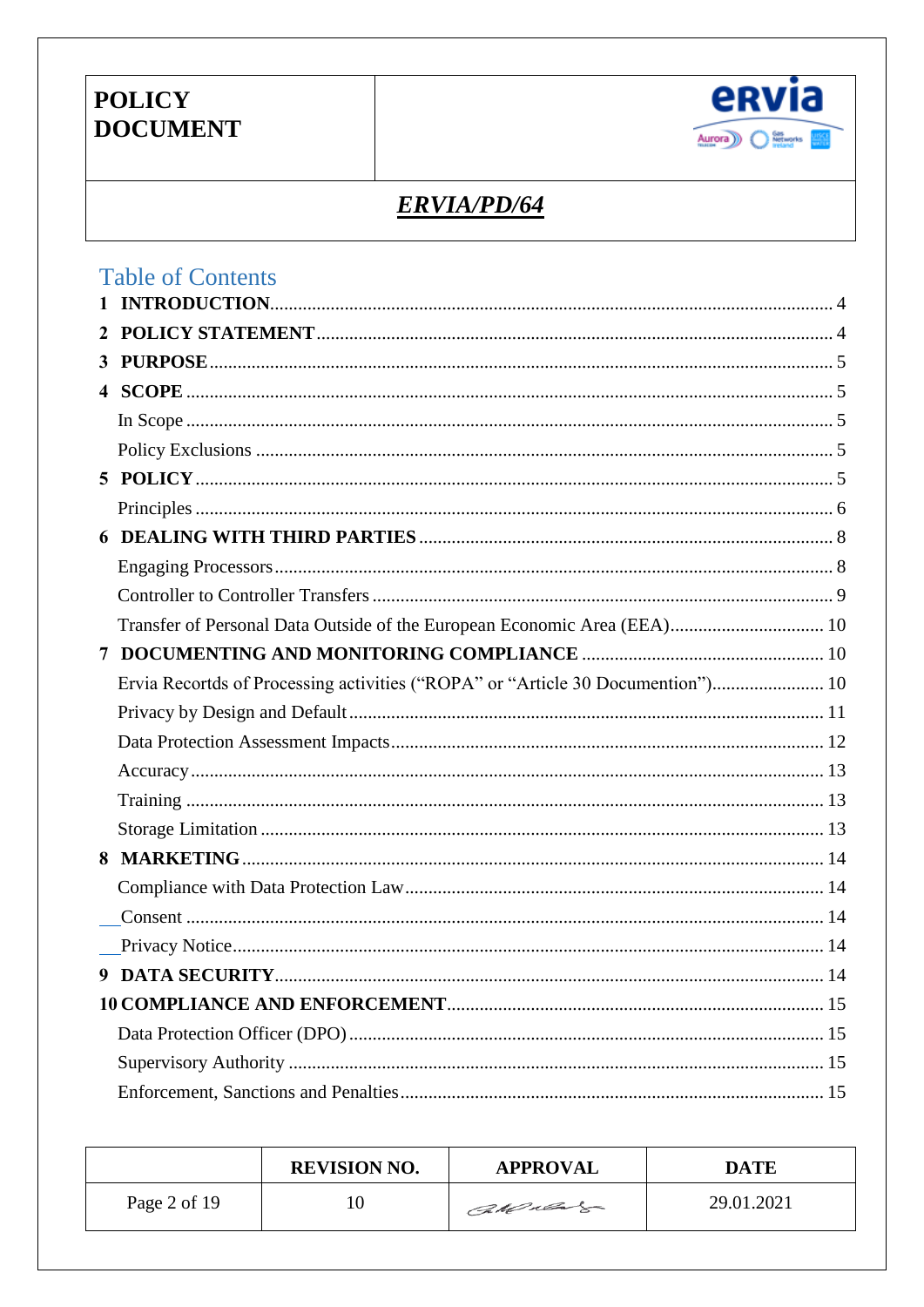# Table of Contents

1 **INTRODUCTION** ........ 4

2 **POLICY STATEMENT** ........ 4

3 **PURPOSE** ........ 5

4 **SCOPE** ........ 5

- In Scope ........ 5
- Policy Exclusions ........ 5

5 **POLICY** ........ 5

- Principles ........ 6

6 **DEALING WITH THIRD PARTIES** ........ 8

- Engaging Processors ........ 8
- Controller to Controller Transfers ........ 9
- Transfer of Personal Data Outside of the European Economic Area (EEA) ........ 10

7 **DOCUMENTING AND MONITORING COMPLIANCE** ........ 10

- Ervia Recortds of Processing activities ("ROPA" or "Article 30 Documention") ........ 10
- Privacy by Design and Default ........ 11
- Data Protection Assessment Impacts ........ 12
- Accuracy ........ 13
- Training ........ 13
- Storage Limitation ........ 13

8 **MARKETING** ........ 14

- Compliance with Data Protection Law ........ 14
- Consent ........ 14
- Privacy Notice ........ 14

9 **DATA SECURITY** ........ 14

10 **COMPLIANCE AND ENFORCEMENT** ........ 15

- Data Protection Officer (DPO) ........ 15
- Supervisory Authority ........ 15
- Enforcement, Sanctions and Penalties ........ 15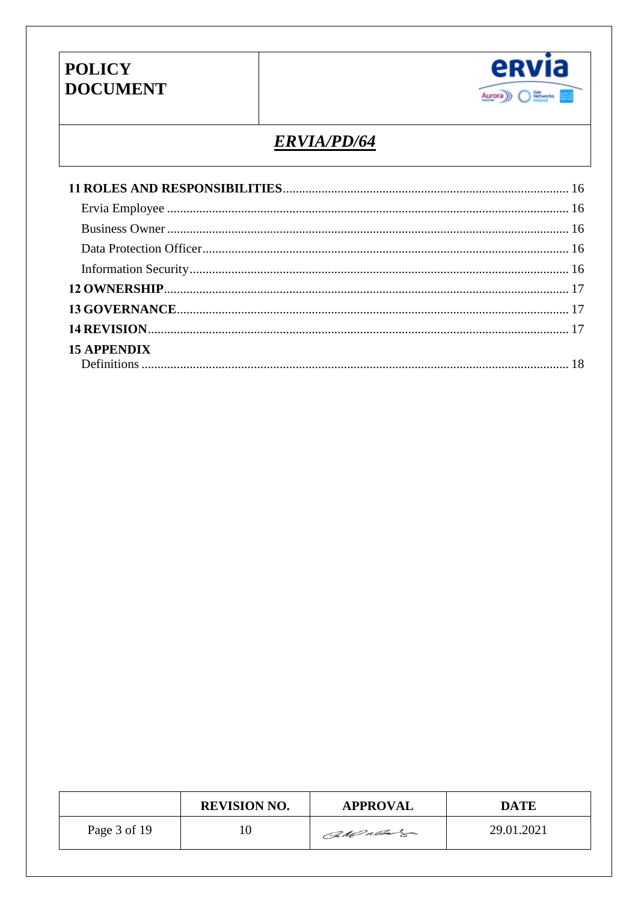| 11 ROLES AND RESPONSIBILITIES | 16 |
| --- | --- |
| Ervia Employee | 16 |
| Business Owner | 16 |
| Data Protection Officer | 16 |
| Information Security | 16 |
| **12 OWNERSHIP** | 17 |
| **13 GOVERNANCE** | 17 |
| **14 REVISION** | 17 |
| **15 APPENDIX** | |
| Definitions | 18 |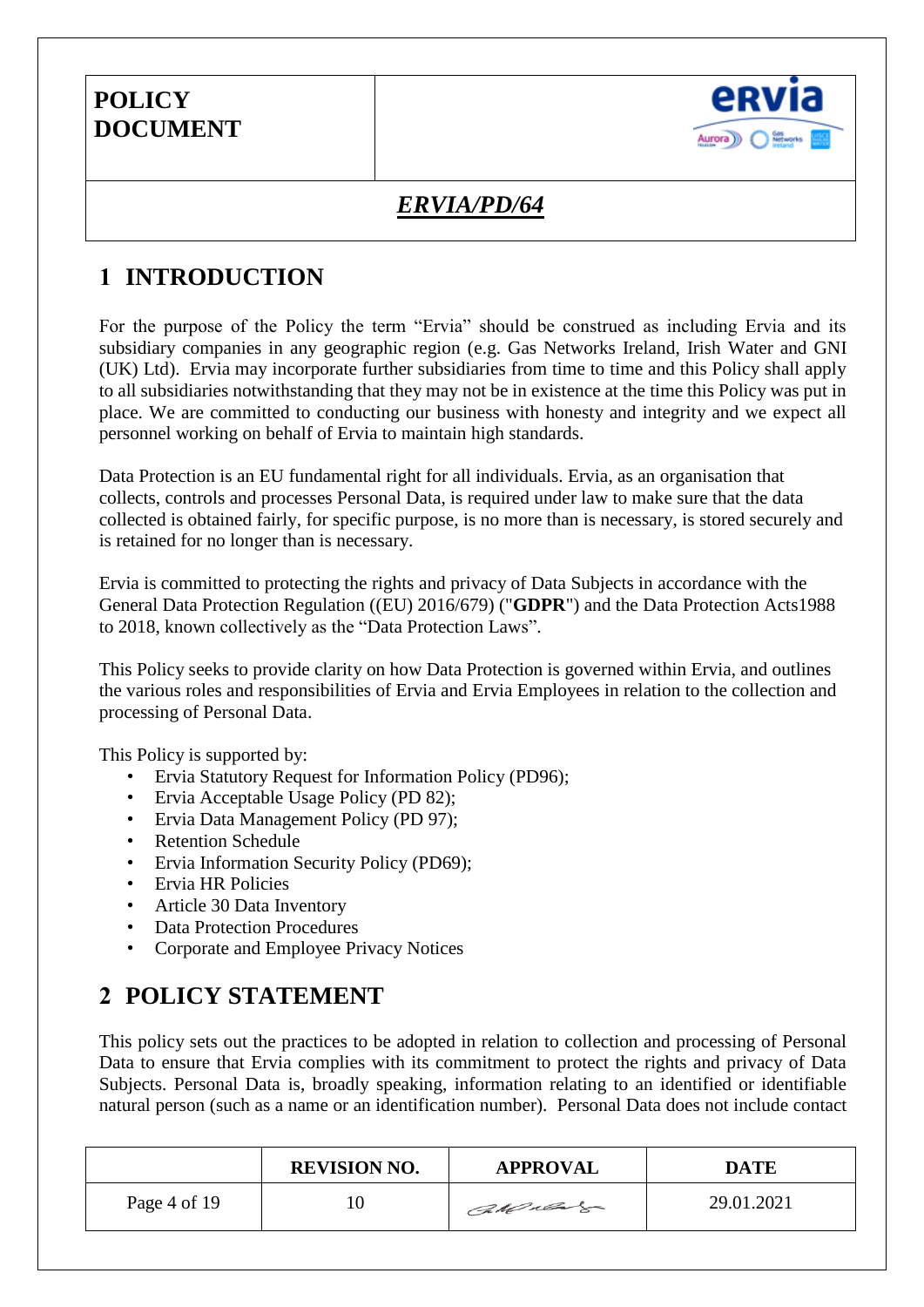## 1 INTRODUCTION

For the purpose of the Policy the term "Ervia" should be construed as including Ervia and its subsidiary companies in any geographic region (e.g. Gas Networks Ireland, Irish Water and GNI (UK) Ltd). Ervia may incorporate further subsidiaries from time to time and this Policy shall apply to all subsidiaries notwithstanding that they may not be in existence at the time this Policy was put in place. We are committed to conducting our business with honesty and integrity and we expect all personnel working on behalf of Ervia to maintain high standards.

Data Protection is an EU fundamental right for all individuals. Ervia, as an organisation that collects, controls and processes Personal Data, is required under law to make sure that the data collected is obtained fairly, for specific purpose, is no more than is necessary, is stored securely and is retained for no longer than is necessary.

Ervia is committed to protecting the rights and privacy of Data Subjects in accordance with the General Data Protection Regulation ((EU) 2016/679) ("**GDPR**") and the Data Protection Acts1988 to 2018, known collectively as the "Data Protection Laws".

This Policy seeks to provide clarity on how Data Protection is governed within Ervia, and outlines the various roles and responsibilities of Ervia and Ervia Employees in relation to the collection and processing of Personal Data.

This Policy is supported by:

- Ervia Statutory Request for Information Policy (PD96);
- Ervia Acceptable Usage Policy (PD 82);
- Ervia Data Management Policy (PD 97);
- Retention Schedule
- Ervia Information Security Policy (PD69);
- Ervia HR Policies
- Article 30 Data Inventory
- Data Protection Procedures
- Corporate and Employee Privacy Notices

## 2 POLICY STATEMENT

This policy sets out the practices to be adopted in relation to collection and processing of Personal Data to ensure that Ervia complies with its commitment to protect the rights and privacy of Data Subjects. Personal Data is, broadly speaking, information relating to an identified or identifiable natural person (such as a name or an identification number). Personal Data does not include contact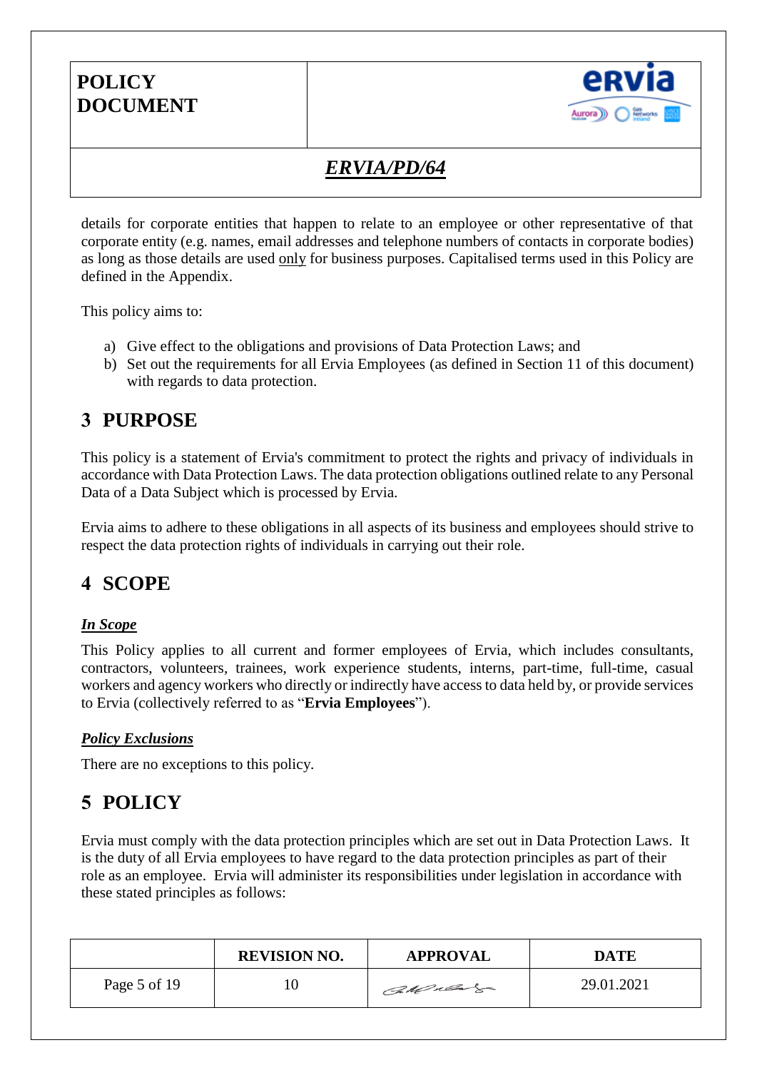details for corporate entities that happen to relate to an employee or other representative of that corporate entity (e.g. names, email addresses and telephone numbers of contacts in corporate bodies) as long as those details are used only for business purposes. Capitalised terms used in this Policy are defined in the Appendix.

This policy aims to:

a) Give effect to the obligations and provisions of Data Protection Laws; and
b) Set out the requirements for all Ervia Employees (as defined in Section 11 of this document) with regards to data protection.

# 3 PURPOSE

This policy is a statement of Ervia's commitment to protect the rights and privacy of individuals in accordance with Data Protection Laws. The data protection obligations outlined relate to any Personal Data of a Data Subject which is processed by Ervia.

Ervia aims to adhere to these obligations in all aspects of its business and employees should strive to respect the data protection rights of individuals in carrying out their role.

# 4 SCOPE

***In Scope***

This Policy applies to all current and former employees of Ervia, which includes consultants, contractors, volunteers, trainees, work experience students, interns, part-time, full-time, casual workers and agency workers who directly or indirectly have access to data held by, or provide services to Ervia (collectively referred to as "**Ervia Employees**").

***Policy Exclusions***

There are no exceptions to this policy.

# 5 POLICY

Ervia must comply with the data protection principles which are set out in Data Protection Laws. It is the duty of all Ervia employees to have regard to the data protection principles as part of their role as an employee. Ervia will administer its responsibilities under legislation in accordance with these stated principles as follows: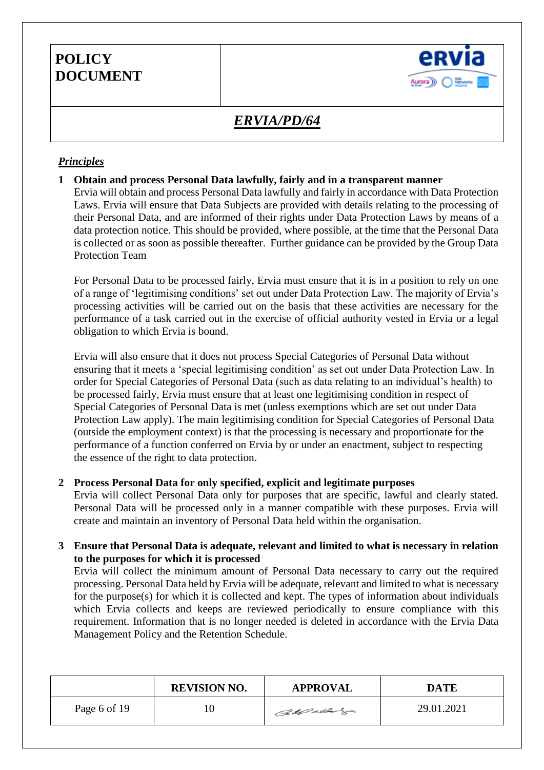***Principles***

**1 Obtain and process Personal Data lawfully, fairly and in a transparent manner**

Ervia will obtain and process Personal Data lawfully and fairly in accordance with Data Protection Laws. Ervia will ensure that Data Subjects are provided with details relating to the processing of their Personal Data, and are informed of their rights under Data Protection Laws by means of a data protection notice. This should be provided, where possible, at the time that the Personal Data is collected or as soon as possible thereafter. Further guidance can be provided by the Group Data Protection Team

For Personal Data to be processed fairly, Ervia must ensure that it is in a position to rely on one of a range of 'legitimising conditions' set out under Data Protection Law. The majority of Ervia's processing activities will be carried out on the basis that these activities are necessary for the performance of a task carried out in the exercise of official authority vested in Ervia or a legal obligation to which Ervia is bound.

Ervia will also ensure that it does not process Special Categories of Personal Data without ensuring that it meets a 'special legitimising condition' as set out under Data Protection Law. In order for Special Categories of Personal Data (such as data relating to an individual's health) to be processed fairly, Ervia must ensure that at least one legitimising condition in respect of Special Categories of Personal Data is met (unless exemptions which are set out under Data Protection Law apply). The main legitimising condition for Special Categories of Personal Data (outside the employment context) is that the processing is necessary and proportionate for the performance of a function conferred on Ervia by or under an enactment, subject to respecting the essence of the right to data protection.

**2 Process Personal Data for only specified, explicit and legitimate purposes**

Ervia will collect Personal Data only for purposes that are specific, lawful and clearly stated. Personal Data will be processed only in a manner compatible with these purposes. Ervia will create and maintain an inventory of Personal Data held within the organisation.

**3 Ensure that Personal Data is adequate, relevant and limited to what is necessary in relation to the purposes for which it is processed**

Ervia will collect the minimum amount of Personal Data necessary to carry out the required processing. Personal Data held by Ervia will be adequate, relevant and limited to what is necessary for the purpose(s) for which it is collected and kept. The types of information about individuals which Ervia collects and keeps are reviewed periodically to ensure compliance with this requirement. Information that is no longer needed is deleted in accordance with the Ervia Data Management Policy and the Retention Schedule.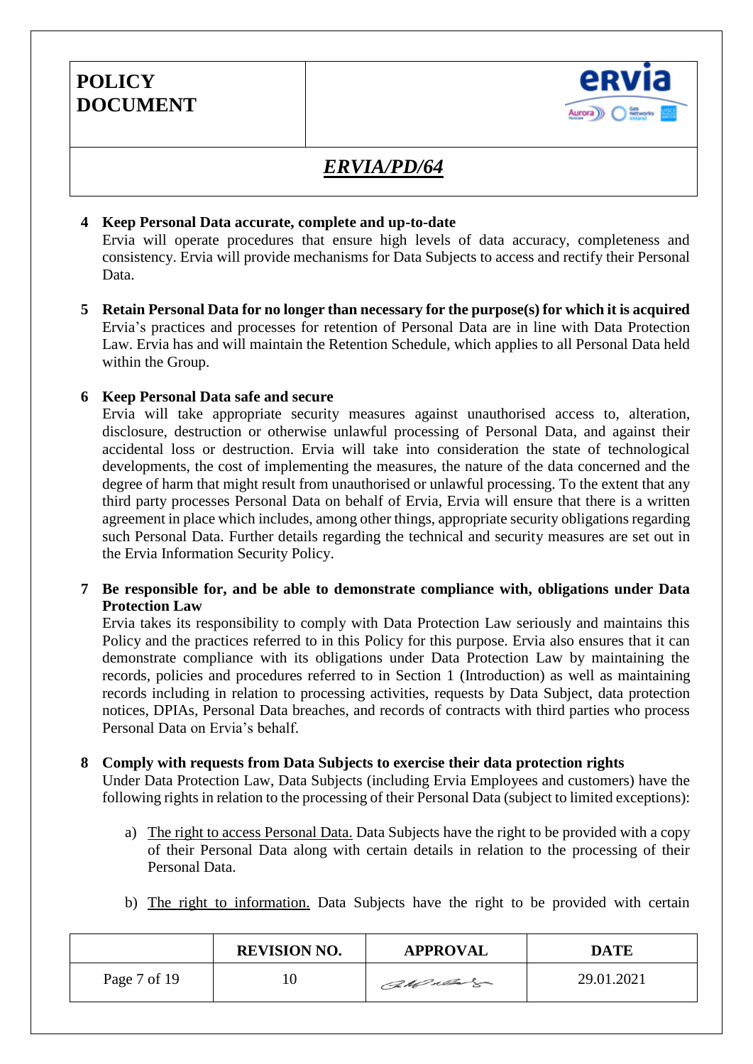**4 Keep Personal Data accurate, complete and up-to-date**

Ervia will operate procedures that ensure high levels of data accuracy, completeness and consistency. Ervia will provide mechanisms for Data Subjects to access and rectify their Personal Data.

**5 Retain Personal Data for no longer than necessary for the purpose(s) for which it is acquired**

Ervia's practices and processes for retention of Personal Data are in line with Data Protection Law. Ervia has and will maintain the Retention Schedule, which applies to all Personal Data held within the Group.

**6 Keep Personal Data safe and secure**

Ervia will take appropriate security measures against unauthorised access to, alteration, disclosure, destruction or otherwise unlawful processing of Personal Data, and against their accidental loss or destruction. Ervia will take into consideration the state of technological developments, the cost of implementing the measures, the nature of the data concerned and the degree of harm that might result from unauthorised or unlawful processing. To the extent that any third party processes Personal Data on behalf of Ervia, Ervia will ensure that there is a written agreement in place which includes, among other things, appropriate security obligations regarding such Personal Data. Further details regarding the technical and security measures are set out in the Ervia Information Security Policy.

**7 Be responsible for, and be able to demonstrate compliance with, obligations under Data Protection Law**

Ervia takes its responsibility to comply with Data Protection Law seriously and maintains this Policy and the practices referred to in this Policy for this purpose. Ervia also ensures that it can demonstrate compliance with its obligations under Data Protection Law by maintaining the records, policies and procedures referred to in Section 1 (Introduction) as well as maintaining records including in relation to processing activities, requests by Data Subject, data protection notices, DPIAs, Personal Data breaches, and records of contracts with third parties who process Personal Data on Ervia's behalf.

**8 Comply with requests from Data Subjects to exercise their data protection rights**

Under Data Protection Law, Data Subjects (including Ervia Employees and customers) have the following rights in relation to the processing of their Personal Data (subject to limited exceptions):

a) <u>The right to access Personal Data.</u> Data Subjects have the right to be provided with a copy of their Personal Data along with certain details in relation to the processing of their Personal Data.

b) <u>The right to information.</u> Data Subjects have the right to be provided with certain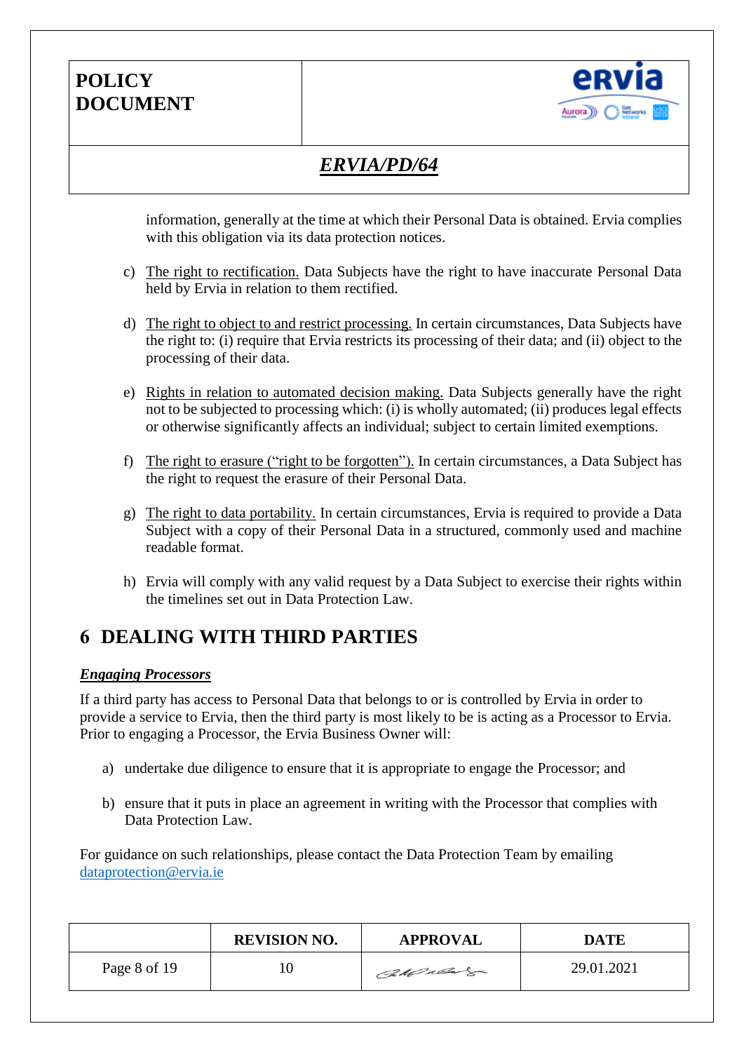information, generally at the time at which their Personal Data is obtained. Ervia complies with this obligation via its data protection notices.

c) The right to rectification. Data Subjects have the right to have inaccurate Personal Data held by Ervia in relation to them rectified.

d) The right to object to and restrict processing. In certain circumstances, Data Subjects have the right to: (i) require that Ervia restricts its processing of their data; and (ii) object to the processing of their data.

e) Rights in relation to automated decision making. Data Subjects generally have the right not to be subjected to processing which: (i) is wholly automated; (ii) produces legal effects or otherwise significantly affects an individual; subject to certain limited exemptions.

f) The right to erasure ("right to be forgotten"). In certain circumstances, a Data Subject has the right to request the erasure of their Personal Data.

g) The right to data portability. In certain circumstances, Ervia is required to provide a Data Subject with a copy of their Personal Data in a structured, commonly used and machine readable format.

h) Ervia will comply with any valid request by a Data Subject to exercise their rights within the timelines set out in Data Protection Law.

# 6 DEALING WITH THIRD PARTIES

***Engaging Processors***

If a third party has access to Personal Data that belongs to or is controlled by Ervia in order to provide a service to Ervia, then the third party is most likely to be is acting as a Processor to Ervia. Prior to engaging a Processor, the Ervia Business Owner will:

a) undertake due diligence to ensure that it is appropriate to engage the Processor; and

b) ensure that it puts in place an agreement in writing with the Processor that complies with Data Protection Law.

For guidance on such relationships, please contact the Data Protection Team by emailing dataprotection@ervia.ie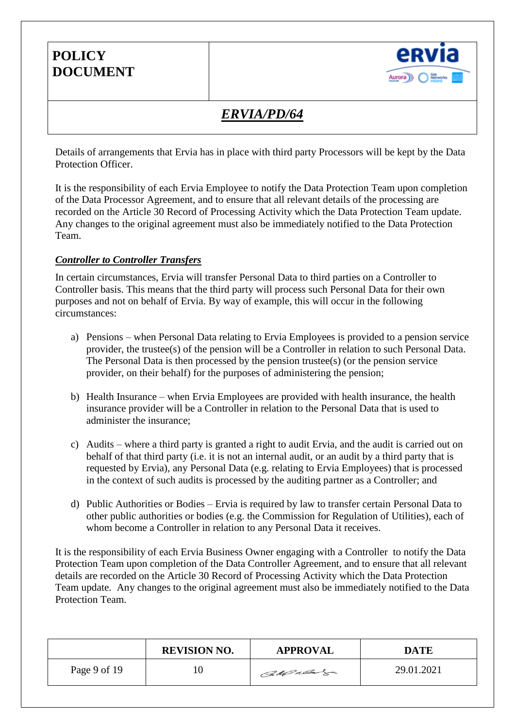Details of arrangements that Ervia has in place with third party Processors will be kept by the Data Protection Officer.

It is the responsibility of each Ervia Employee to notify the Data Protection Team upon completion of the Data Processor Agreement, and to ensure that all relevant details of the processing are recorded on the Article 30 Record of Processing Activity which the Data Protection Team update. Any changes to the original agreement must also be immediately notified to the Data Protection Team.

***Controller to Controller Transfers***

In certain circumstances, Ervia will transfer Personal Data to third parties on a Controller to Controller basis. This means that the third party will process such Personal Data for their own purposes and not on behalf of Ervia. By way of example, this will occur in the following circumstances:

a) Pensions – when Personal Data relating to Ervia Employees is provided to a pension service provider, the trustee(s) of the pension will be a Controller in relation to such Personal Data. The Personal Data is then processed by the pension trustee(s) (or the pension service provider, on their behalf) for the purposes of administering the pension;

b) Health Insurance – when Ervia Employees are provided with health insurance, the health insurance provider will be a Controller in relation to the Personal Data that is used to administer the insurance;

c) Audits – where a third party is granted a right to audit Ervia, and the audit is carried out on behalf of that third party (i.e. it is not an internal audit, or an audit by a third party that is requested by Ervia), any Personal Data (e.g. relating to Ervia Employees) that is processed in the context of such audits is processed by the auditing partner as a Controller; and

d) Public Authorities or Bodies – Ervia is required by law to transfer certain Personal Data to other public authorities or bodies (e.g. the Commission for Regulation of Utilities), each of whom become a Controller in relation to any Personal Data it receives.

It is the responsibility of each Ervia Business Owner engaging with a Controller to notify the Data Protection Team upon completion of the Data Controller Agreement, and to ensure that all relevant details are recorded on the Article 30 Record of Processing Activity which the Data Protection Team update. Any changes to the original agreement must also be immediately notified to the Data Protection Team.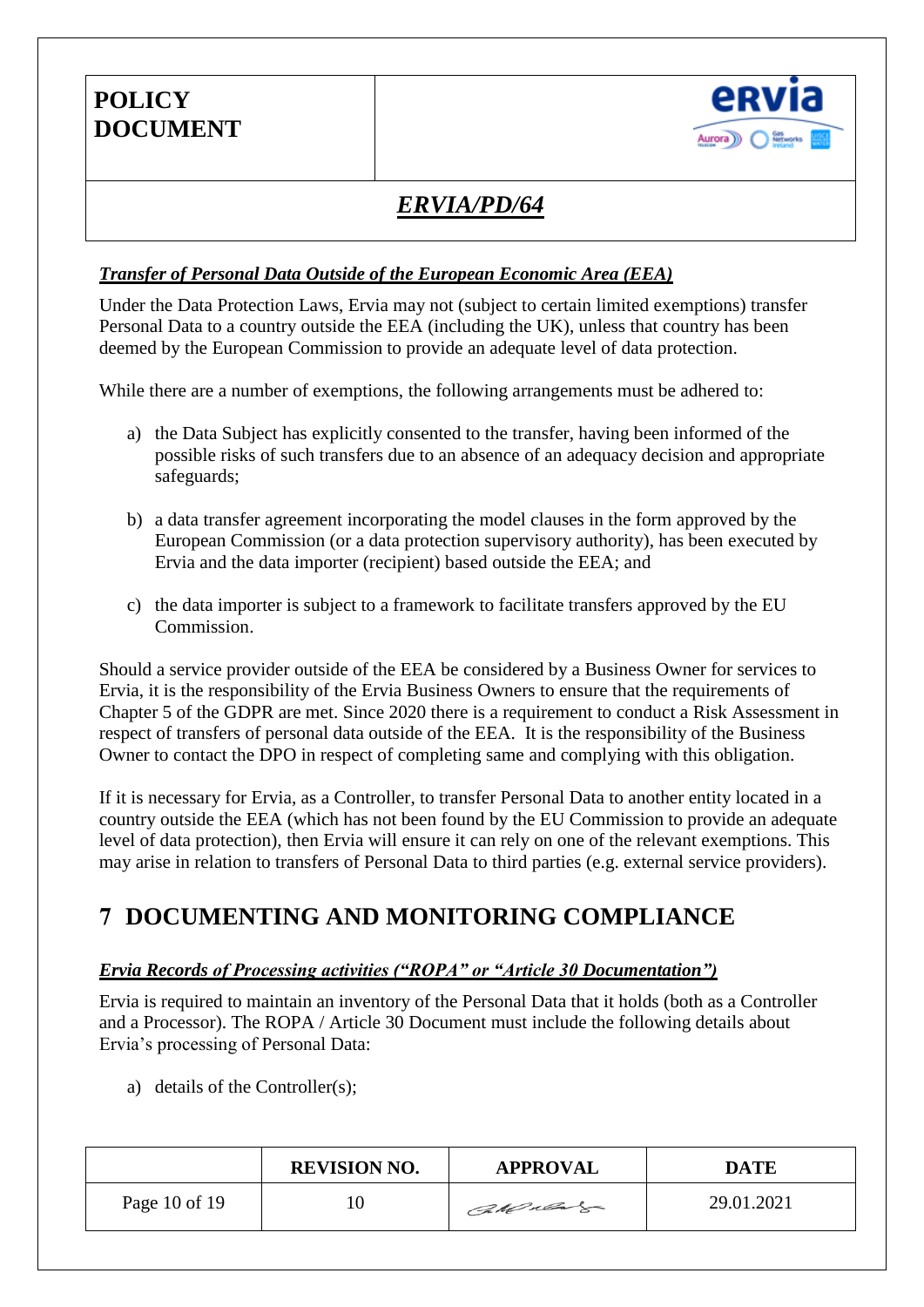***Transfer of Personal Data Outside of the European Economic Area (EEA)***

Under the Data Protection Laws, Ervia may not (subject to certain limited exemptions) transfer Personal Data to a country outside the EEA (including the UK), unless that country has been deemed by the European Commission to provide an adequate level of data protection.

While there are a number of exemptions, the following arrangements must be adhered to:

a) the Data Subject has explicitly consented to the transfer, having been informed of the possible risks of such transfers due to an absence of an adequacy decision and appropriate safeguards;

b) a data transfer agreement incorporating the model clauses in the form approved by the European Commission (or a data protection supervisory authority), has been executed by Ervia and the data importer (recipient) based outside the EEA; and

c) the data importer is subject to a framework to facilitate transfers approved by the EU Commission.

Should a service provider outside of the EEA be considered by a Business Owner for services to Ervia, it is the responsibility of the Ervia Business Owners to ensure that the requirements of Chapter 5 of the GDPR are met. Since 2020 there is a requirement to conduct a Risk Assessment in respect of transfers of personal data outside of the EEA. It is the responsibility of the Business Owner to contact the DPO in respect of completing same and complying with this obligation.

If it is necessary for Ervia, as a Controller, to transfer Personal Data to another entity located in a country outside the EEA (which has not been found by the EU Commission to provide an adequate level of data protection), then Ervia will ensure it can rely on one of the relevant exemptions. This may arise in relation to transfers of Personal Data to third parties (e.g. external service providers).

# 7 DOCUMENTING AND MONITORING COMPLIANCE

***Ervia Records of Processing activities ("ROPA" or "Article 30 Documentation")***

Ervia is required to maintain an inventory of the Personal Data that it holds (both as a Controller and a Processor). The ROPA / Article 30 Document must include the following details about Ervia's processing of Personal Data:

a) details of the Controller(s);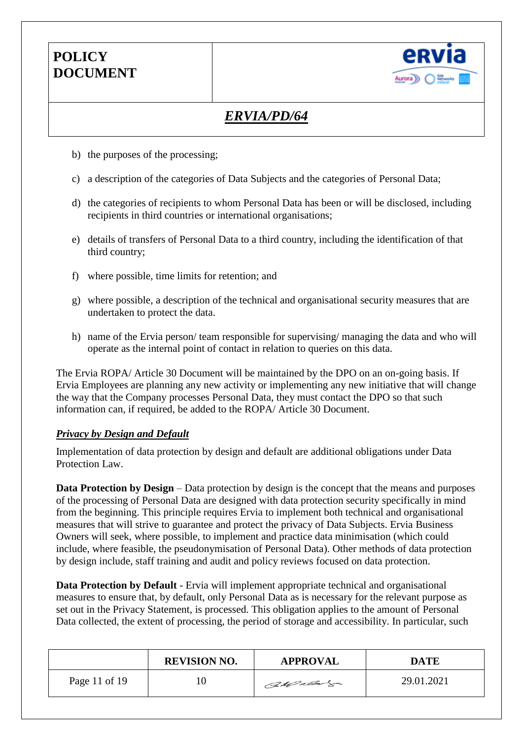b) the purposes of the processing;

c) a description of the categories of Data Subjects and the categories of Personal Data;

d) the categories of recipients to whom Personal Data has been or will be disclosed, including recipients in third countries or international organisations;

e) details of transfers of Personal Data to a third country, including the identification of that third country;

f) where possible, time limits for retention; and

g) where possible, a description of the technical and organisational security measures that are undertaken to protect the data.

h) name of the Ervia person/ team responsible for supervising/ managing the data and who will operate as the internal point of contact in relation to queries on this data.

The Ervia ROPA/ Article 30 Document will be maintained by the DPO on an on-going basis. If Ervia Employees are planning any new activity or implementing any new initiative that will change the way that the Company processes Personal Data, they must contact the DPO so that such information can, if required, be added to the ROPA/ Article 30 Document.

***Privacy by Design and Default***

Implementation of data protection by design and default are additional obligations under Data Protection Law.

**Data Protection by Design** – Data protection by design is the concept that the means and purposes of the processing of Personal Data are designed with data protection security specifically in mind from the beginning. This principle requires Ervia to implement both technical and organisational measures that will strive to guarantee and protect the privacy of Data Subjects. Ervia Business Owners will seek, where possible, to implement and practice data minimisation (which could include, where feasible, the pseudonymisation of Personal Data). Other methods of data protection by design include, staff training and audit and policy reviews focused on data protection.

**Data Protection by Default** - Ervia will implement appropriate technical and organisational measures to ensure that, by default, only Personal Data as is necessary for the relevant purpose as set out in the Privacy Statement, is processed. This obligation applies to the amount of Personal Data collected, the extent of processing, the period of storage and accessibility. In particular, such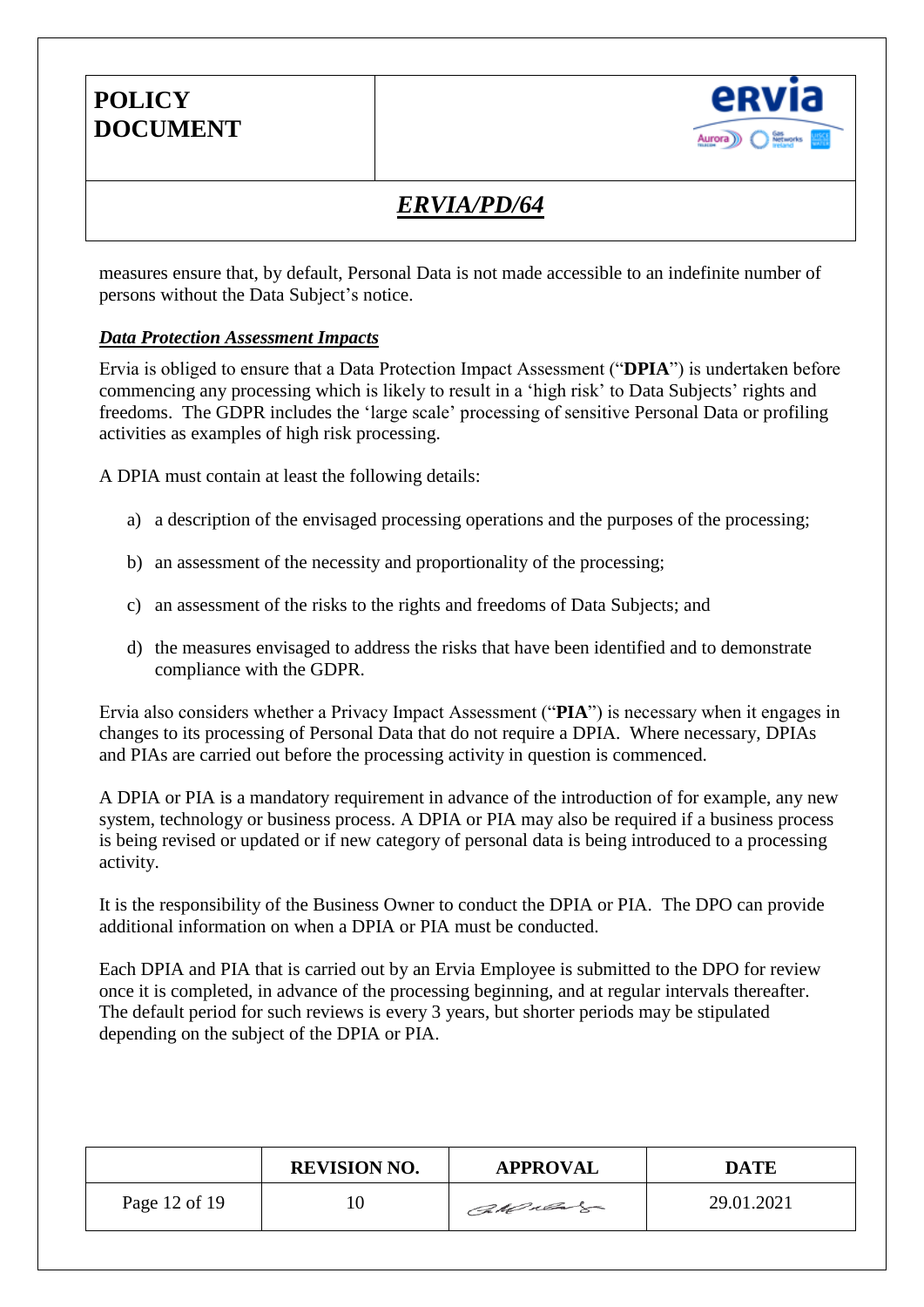measures ensure that, by default, Personal Data is not made accessible to an indefinite number of persons without the Data Subject's notice.

***Data Protection Assessment Impacts***

Ervia is obliged to ensure that a Data Protection Impact Assessment ("**DPIA**") is undertaken before commencing any processing which is likely to result in a 'high risk' to Data Subjects' rights and freedoms. The GDPR includes the 'large scale' processing of sensitive Personal Data or profiling activities as examples of high risk processing.

A DPIA must contain at least the following details:

a) a description of the envisaged processing operations and the purposes of the processing;

b) an assessment of the necessity and proportionality of the processing;

c) an assessment of the risks to the rights and freedoms of Data Subjects; and

d) the measures envisaged to address the risks that have been identified and to demonstrate compliance with the GDPR.

Ervia also considers whether a Privacy Impact Assessment ("**PIA**") is necessary when it engages in changes to its processing of Personal Data that do not require a DPIA. Where necessary, DPIAs and PIAs are carried out before the processing activity in question is commenced.

A DPIA or PIA is a mandatory requirement in advance of the introduction of for example, any new system, technology or business process. A DPIA or PIA may also be required if a business process is being revised or updated or if new category of personal data is being introduced to a processing activity.

It is the responsibility of the Business Owner to conduct the DPIA or PIA. The DPO can provide additional information on when a DPIA or PIA must be conducted.

Each DPIA and PIA that is carried out by an Ervia Employee is submitted to the DPO for review once it is completed, in advance of the processing beginning, and at regular intervals thereafter. The default period for such reviews is every 3 years, but shorter periods may be stipulated depending on the subject of the DPIA or PIA.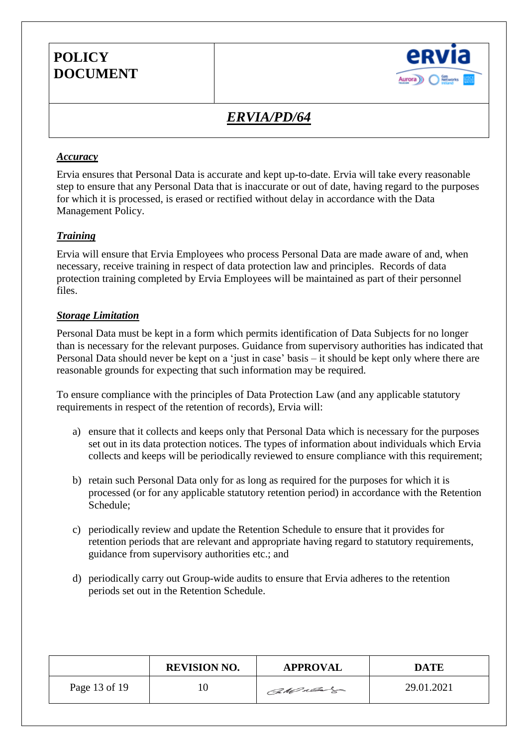### *Accuracy*

Ervia ensures that Personal Data is accurate and kept up-to-date. Ervia will take every reasonable step to ensure that any Personal Data that is inaccurate or out of date, having regard to the purposes for which it is processed, is erased or rectified without delay in accordance with the Data Management Policy.

### *Training*

Ervia will ensure that Ervia Employees who process Personal Data are made aware of and, when necessary, receive training in respect of data protection law and principles. Records of data protection training completed by Ervia Employees will be maintained as part of their personnel files.

### *Storage Limitation*

Personal Data must be kept in a form which permits identification of Data Subjects for no longer than is necessary for the relevant purposes. Guidance from supervisory authorities has indicated that Personal Data should never be kept on a 'just in case' basis – it should be kept only where there are reasonable grounds for expecting that such information may be required.

To ensure compliance with the principles of Data Protection Law (and any applicable statutory requirements in respect of the retention of records), Ervia will:

a) ensure that it collects and keeps only that Personal Data which is necessary for the purposes set out in its data protection notices. The types of information about individuals which Ervia collects and keeps will be periodically reviewed to ensure compliance with this requirement;

b) retain such Personal Data only for as long as required for the purposes for which it is processed (or for any applicable statutory retention period) in accordance with the Retention Schedule;

c) periodically review and update the Retention Schedule to ensure that it provides for retention periods that are relevant and appropriate having regard to statutory requirements, guidance from supervisory authorities etc.; and

d) periodically carry out Group-wide audits to ensure that Ervia adheres to the retention periods set out in the Retention Schedule.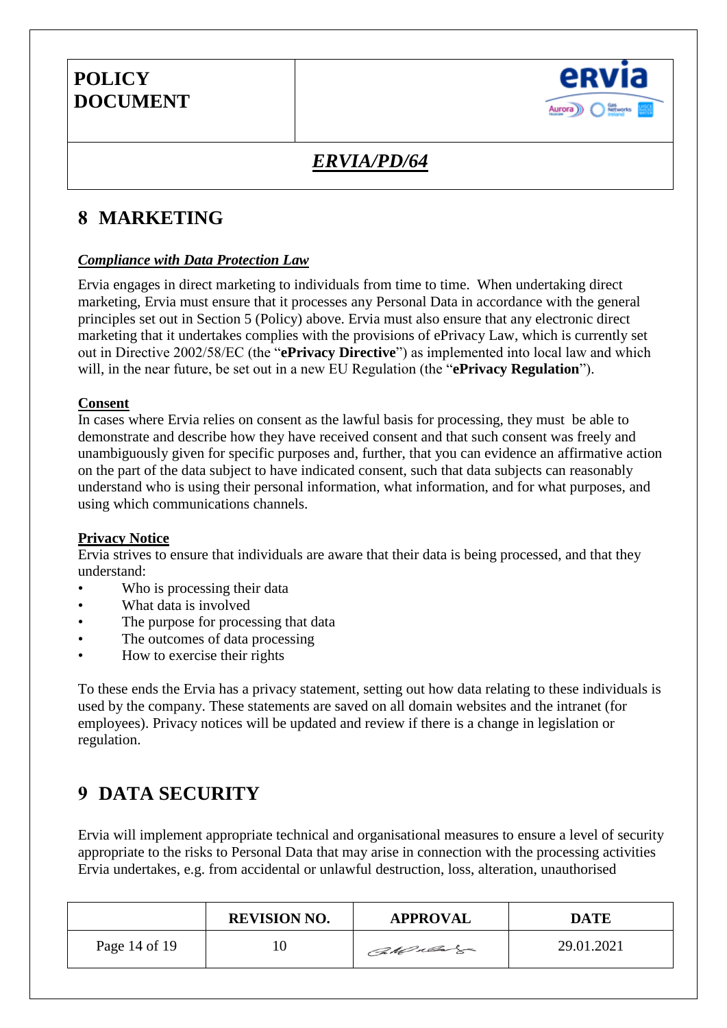# 8 MARKETING

***Compliance with Data Protection Law***

Ervia engages in direct marketing to individuals from time to time. When undertaking direct marketing, Ervia must ensure that it processes any Personal Data in accordance with the general principles set out in Section 5 (Policy) above. Ervia must also ensure that any electronic direct marketing that it undertakes complies with the provisions of ePrivacy Law, which is currently set out in Directive 2002/58/EC (the "**ePrivacy Directive**") as implemented into local law and which will, in the near future, be set out in a new EU Regulation (the "**ePrivacy Regulation**").

**Consent**

In cases where Ervia relies on consent as the lawful basis for processing, they must be able to demonstrate and describe how they have received consent and that such consent was freely and unambiguously given for specific purposes and, further, that you can evidence an affirmative action on the part of the data subject to have indicated consent, such that data subjects can reasonably understand who is using their personal information, what information, and for what purposes, and using which communications channels.

**Privacy Notice**

Ervia strives to ensure that individuals are aware that their data is being processed, and that they understand:

- Who is processing their data
- What data is involved
- The purpose for processing that data
- The outcomes of data processing
- How to exercise their rights

To these ends the Ervia has a privacy statement, setting out how data relating to these individuals is used by the company. These statements are saved on all domain websites and the intranet (for employees). Privacy notices will be updated and review if there is a change in legislation or regulation.

# 9 DATA SECURITY

Ervia will implement appropriate technical and organisational measures to ensure a level of security appropriate to the risks to Personal Data that may arise in connection with the processing activities Ervia undertakes, e.g. from accidental or unlawful destruction, loss, alteration, unauthorised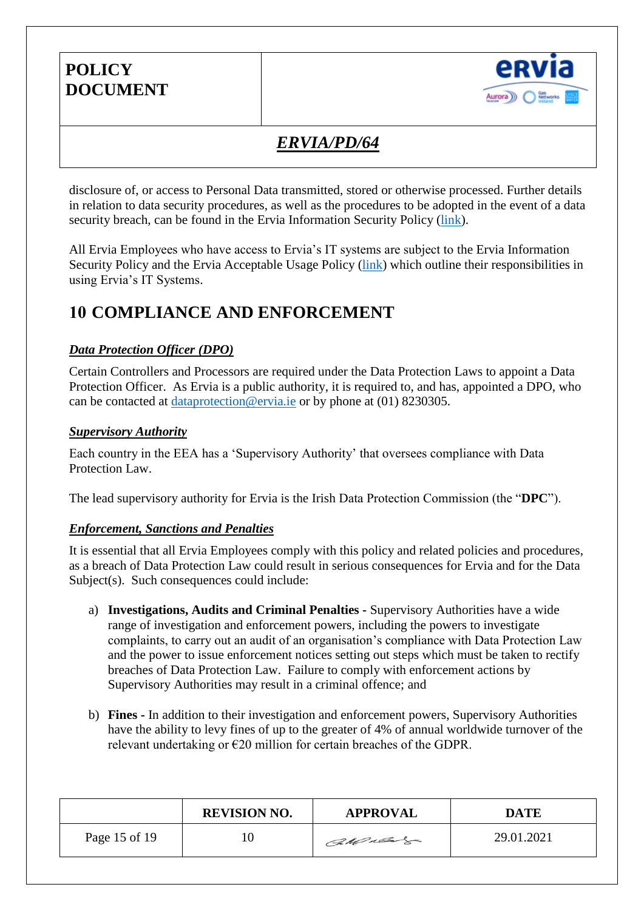disclosure of, or access to Personal Data transmitted, stored or otherwise processed. Further details in relation to data security procedures, as well as the procedures to be adopted in the event of a data security breach, can be found in the Ervia Information Security Policy (link).

All Ervia Employees who have access to Ervia's IT systems are subject to the Ervia Information Security Policy and the Ervia Acceptable Usage Policy (link) which outline their responsibilities in using Ervia's IT Systems.

# 10 COMPLIANCE AND ENFORCEMENT

***Data Protection Officer (DPO)***

Certain Controllers and Processors are required under the Data Protection Laws to appoint a Data Protection Officer. As Ervia is a public authority, it is required to, and has, appointed a DPO, who can be contacted at dataprotection@ervia.ie or by phone at (01) 8230305.

***Supervisory Authority***

Each country in the EEA has a 'Supervisory Authority' that oversees compliance with Data Protection Law.

The lead supervisory authority for Ervia is the Irish Data Protection Commission (the "**DPC**").

***Enforcement, Sanctions and Penalties***

It is essential that all Ervia Employees comply with this policy and related policies and procedures, as a breach of Data Protection Law could result in serious consequences for Ervia and for the Data Subject(s). Such consequences could include:

a) **Investigations, Audits and Criminal Penalties -** Supervisory Authorities have a wide range of investigation and enforcement powers, including the powers to investigate complaints, to carry out an audit of an organisation's compliance with Data Protection Law and the power to issue enforcement notices setting out steps which must be taken to rectify breaches of Data Protection Law. Failure to comply with enforcement actions by Supervisory Authorities may result in a criminal offence; and

b) **Fines -** In addition to their investigation and enforcement powers, Supervisory Authorities have the ability to levy fines of up to the greater of 4% of annual worldwide turnover of the relevant undertaking or €20 million for certain breaches of the GDPR.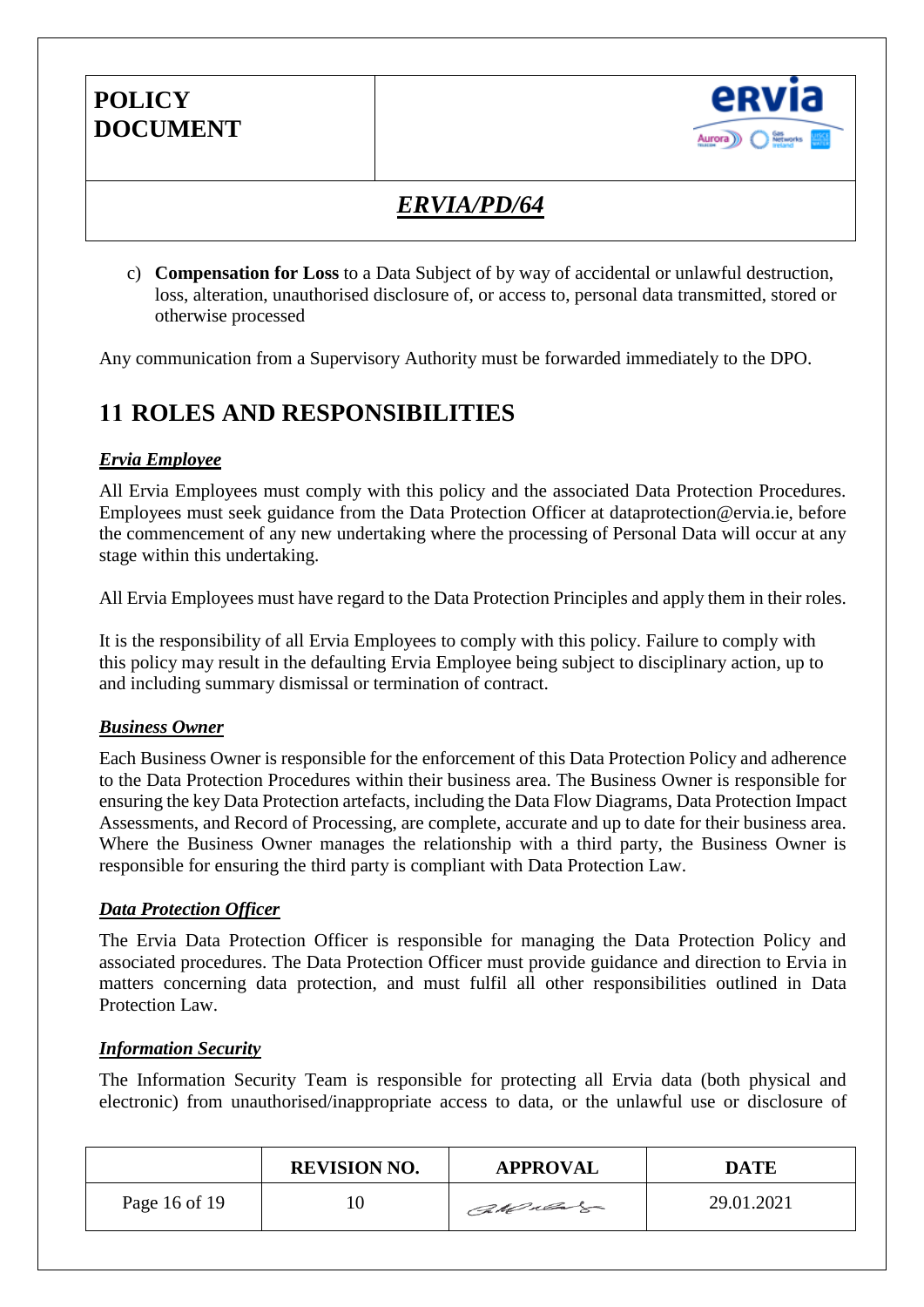c) **Compensation for Loss** to a Data Subject of by way of accidental or unlawful destruction, loss, alteration, unauthorised disclosure of, or access to, personal data transmitted, stored or otherwise processed

Any communication from a Supervisory Authority must be forwarded immediately to the DPO.

# 11 ROLES AND RESPONSIBILITIES

***Ervia Employee***

All Ervia Employees must comply with this policy and the associated Data Protection Procedures. Employees must seek guidance from the Data Protection Officer at dataprotection@ervia.ie, before the commencement of any new undertaking where the processing of Personal Data will occur at any stage within this undertaking.

All Ervia Employees must have regard to the Data Protection Principles and apply them in their roles.

It is the responsibility of all Ervia Employees to comply with this policy. Failure to comply with this policy may result in the defaulting Ervia Employee being subject to disciplinary action, up to and including summary dismissal or termination of contract.

***Business Owner***

Each Business Owner is responsible for the enforcement of this Data Protection Policy and adherence to the Data Protection Procedures within their business area. The Business Owner is responsible for ensuring the key Data Protection artefacts, including the Data Flow Diagrams, Data Protection Impact Assessments, and Record of Processing, are complete, accurate and up to date for their business area. Where the Business Owner manages the relationship with a third party, the Business Owner is responsible for ensuring the third party is compliant with Data Protection Law.

***Data Protection Officer***

The Ervia Data Protection Officer is responsible for managing the Data Protection Policy and associated procedures. The Data Protection Officer must provide guidance and direction to Ervia in matters concerning data protection, and must fulfil all other responsibilities outlined in Data Protection Law.

***Information Security***

The Information Security Team is responsible for protecting all Ervia data (both physical and electronic) from unauthorised/inappropriate access to data, or the unlawful use or disclosure of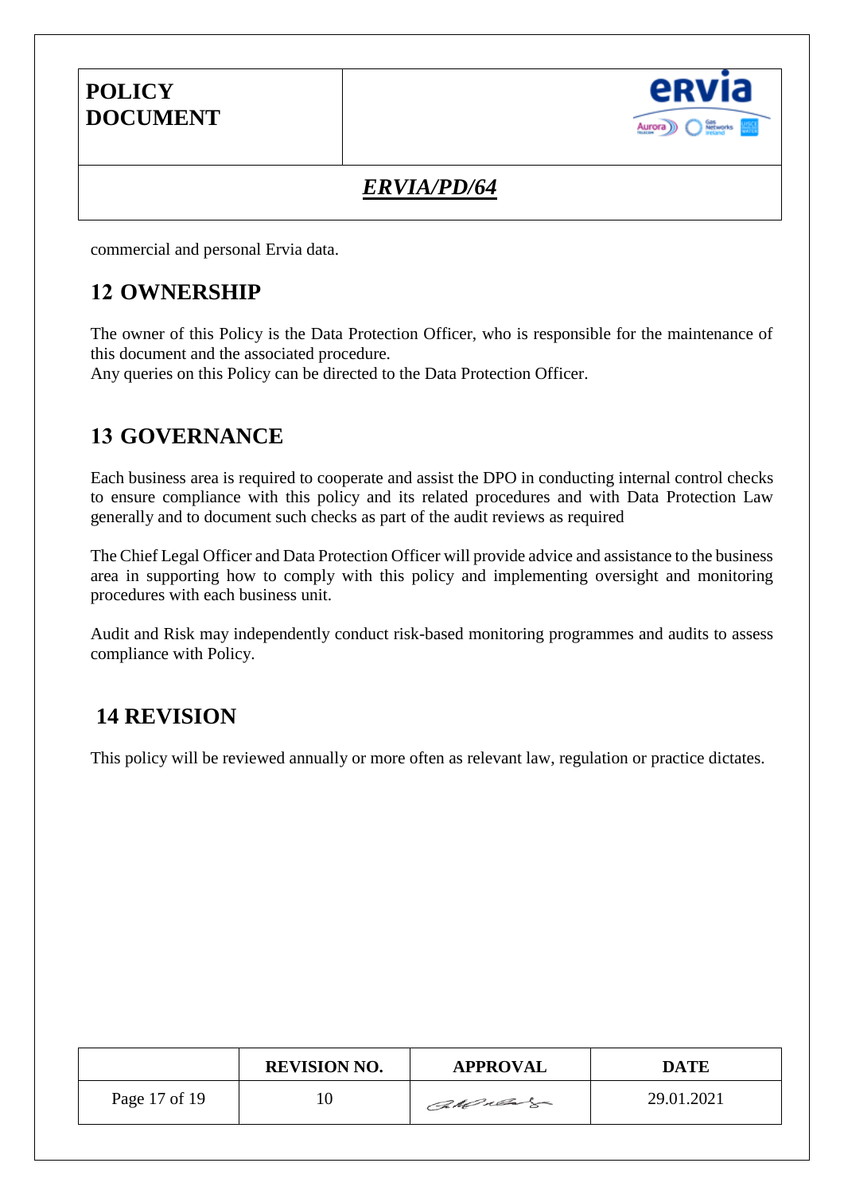commercial and personal Ervia data.

## 12 OWNERSHIP

The owner of this Policy is the Data Protection Officer, who is responsible for the maintenance of this document and the associated procedure.
Any queries on this Policy can be directed to the Data Protection Officer.

## 13 GOVERNANCE

Each business area is required to cooperate and assist the DPO in conducting internal control checks to ensure compliance with this policy and its related procedures and with Data Protection Law generally and to document such checks as part of the audit reviews as required

The Chief Legal Officer and Data Protection Officer will provide advice and assistance to the business area in supporting how to comply with this policy and implementing oversight and monitoring procedures with each business unit.

Audit and Risk may independently conduct risk-based monitoring programmes and audits to assess compliance with Policy.

## 14 REVISION

This policy will be reviewed annually or more often as relevant law, regulation or practice dictates.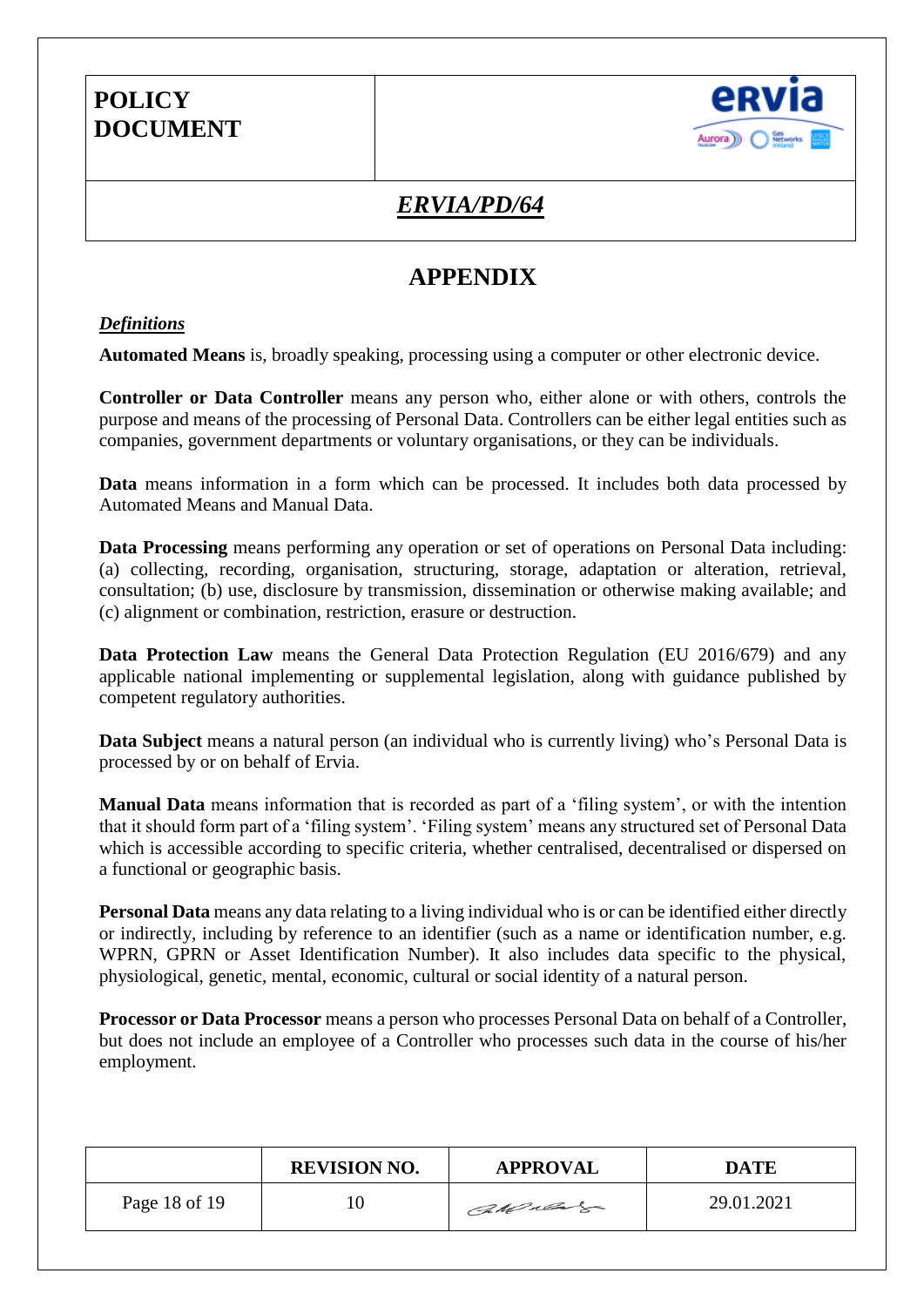# APPENDIX

***Definitions***

**Automated Means** is, broadly speaking, processing using a computer or other electronic device.

**Controller or Data Controller** means any person who, either alone or with others, controls the purpose and means of the processing of Personal Data. Controllers can be either legal entities such as companies, government departments or voluntary organisations, or they can be individuals.

**Data** means information in a form which can be processed. It includes both data processed by Automated Means and Manual Data.

**Data Processing** means performing any operation or set of operations on Personal Data including: (a) collecting, recording, organisation, structuring, storage, adaptation or alteration, retrieval, consultation; (b) use, disclosure by transmission, dissemination or otherwise making available; and (c) alignment or combination, restriction, erasure or destruction.

**Data Protection Law** means the General Data Protection Regulation (EU 2016/679) and any applicable national implementing or supplemental legislation, along with guidance published by competent regulatory authorities.

**Data Subject** means a natural person (an individual who is currently living) who's Personal Data is processed by or on behalf of Ervia.

**Manual Data** means information that is recorded as part of a 'filing system', or with the intention that it should form part of a 'filing system'. 'Filing system' means any structured set of Personal Data which is accessible according to specific criteria, whether centralised, decentralised or dispersed on a functional or geographic basis.

**Personal Data** means any data relating to a living individual who is or can be identified either directly or indirectly, including by reference to an identifier (such as a name or identification number, e.g. WPRN, GPRN or Asset Identification Number). It also includes data specific to the physical, physiological, genetic, mental, economic, cultural or social identity of a natural person.

**Processor or Data Processor** means a person who processes Personal Data on behalf of a Controller, but does not include an employee of a Controller who processes such data in the course of his/her employment.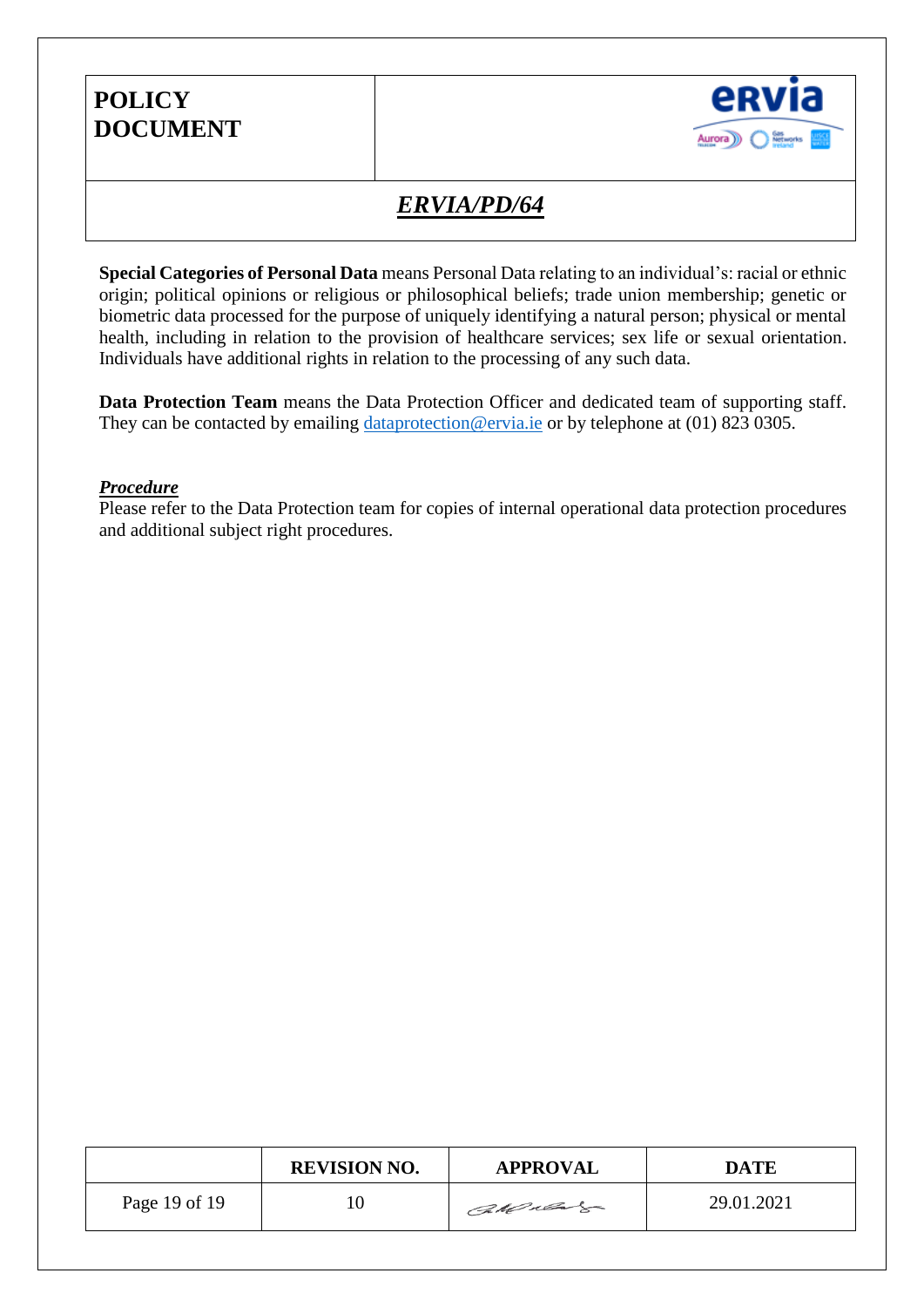**Special Categories of Personal Data** means Personal Data relating to an individual's: racial or ethnic origin; political opinions or religious or philosophical beliefs; trade union membership; genetic or biometric data processed for the purpose of uniquely identifying a natural person; physical or mental health, including in relation to the provision of healthcare services; sex life or sexual orientation. Individuals have additional rights in relation to the processing of any such data.

**Data Protection Team** means the Data Protection Officer and dedicated team of supporting staff. They can be contacted by emailing dataprotection@ervia.ie or by telephone at (01) 823 0305.

***Procedure***

Please refer to the Data Protection team for copies of internal operational data protection procedures and additional subject right procedures.